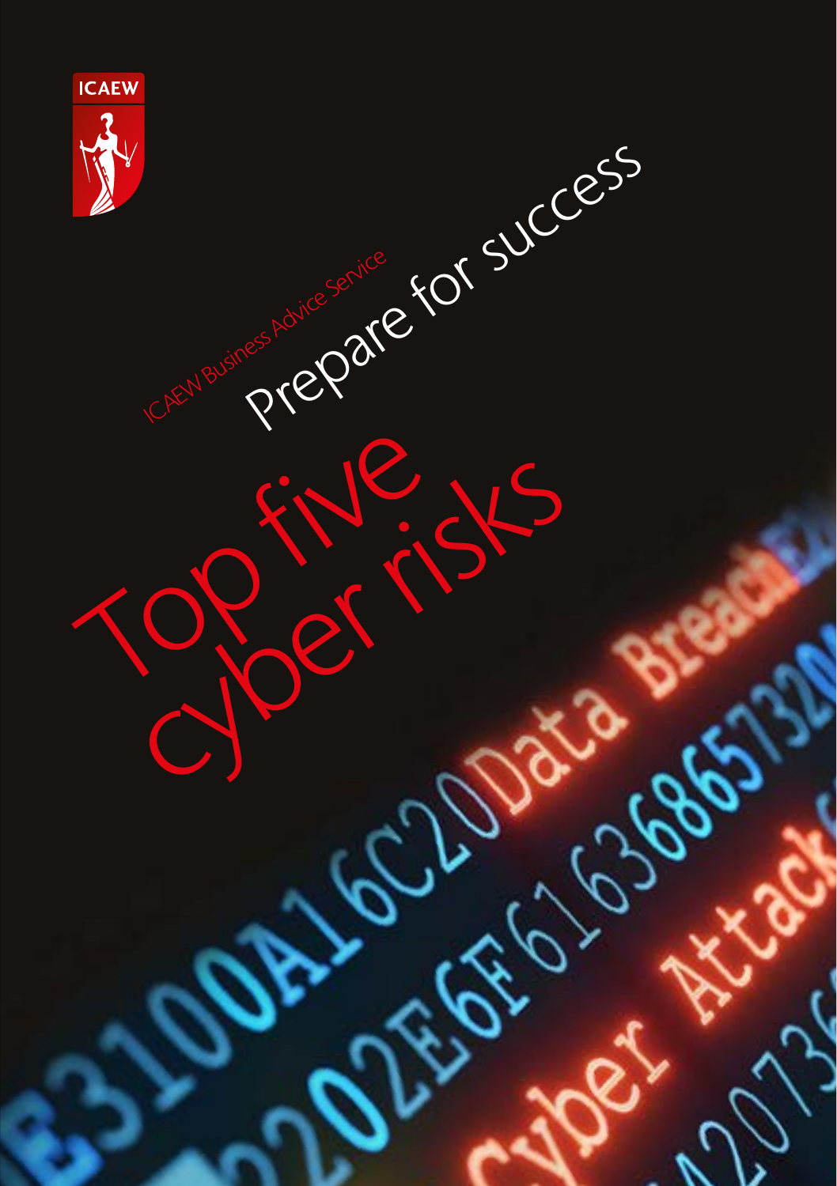ICAEW

ICAEW Business Advice Service

Prepare for success

# Top five cyber risks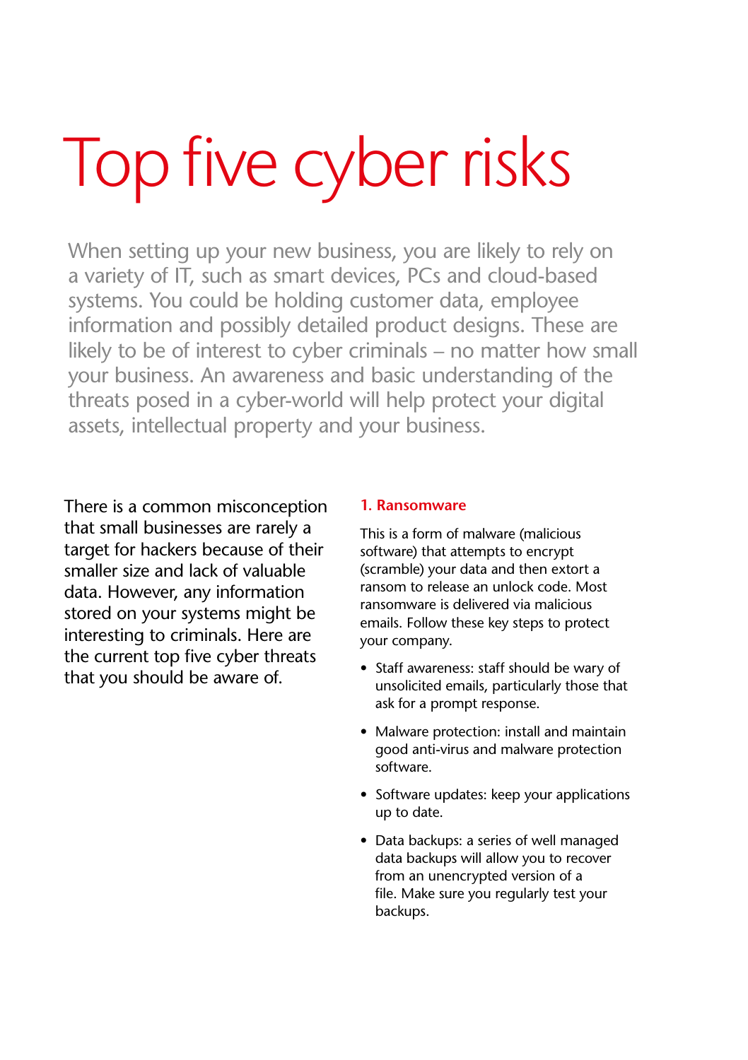# Top five cyber risks

When setting up your new business, you are likely to rely on a variety of IT, such as smart devices, PCs and cloud-based systems. You could be holding customer data, employee information and possibly detailed product designs. These are likely to be of interest to cyber criminals – no matter how small your business. An awareness and basic understanding of the threats posed in a cyber-world will help protect your digital assets, intellectual property and your business.

There is a common misconception that small businesses are rarely a target for hackers because of their smaller size and lack of valuable data. However, any information stored on your systems might be interesting to criminals. Here are the current top five cyber threats that you should be aware of.

### 1. Ransomware

This is a form of malware (malicious software) that attempts to encrypt (scramble) your data and then extort a ransom to release an unlock code. Most ransomware is delivered via malicious emails. Follow these key steps to protect your company.

- Staff awareness: staff should be wary of unsolicited emails, particularly those that ask for a prompt response.
- Malware protection: install and maintain good anti-virus and malware protection software.
- Software updates: keep your applications up to date.
- Data backups: a series of well managed data backups will allow you to recover from an unencrypted version of a file. Make sure you regularly test your backups.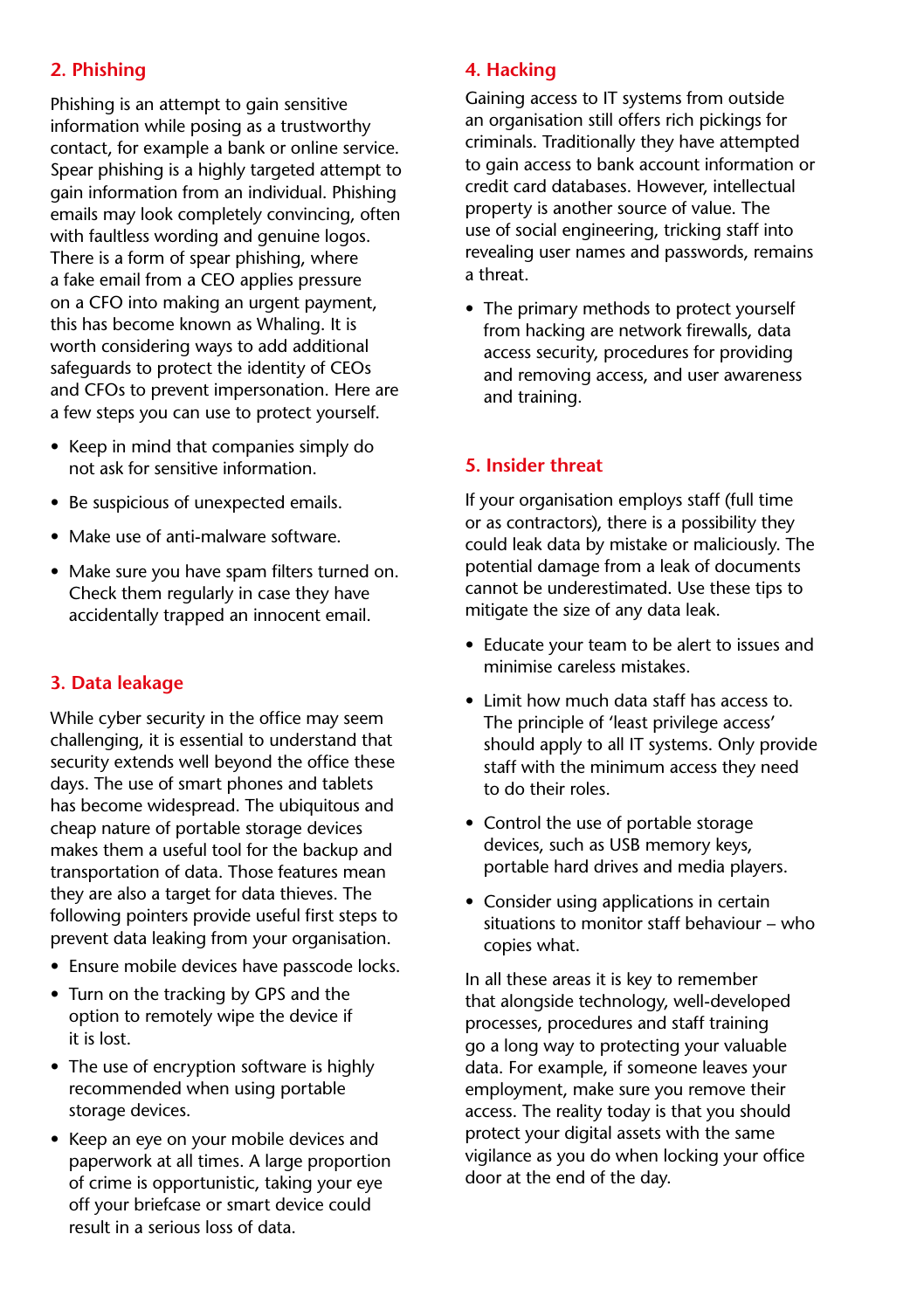## 2. Phishing

Phishing is an attempt to gain sensitive information while posing as a trustworthy contact, for example a bank or online service. Spear phishing is a highly targeted attempt to gain information from an individual. Phishing emails may look completely convincing, often with faultless wording and genuine logos. There is a form of spear phishing, where a fake email from a CEO applies pressure on a CFO into making an urgent payment, this has become known as Whaling. It is worth considering ways to add additional safeguards to protect the identity of CEOs and CFOs to prevent impersonation. Here are a few steps you can use to protect yourself.

- Keep in mind that companies simply do not ask for sensitive information.
- Be suspicious of unexpected emails.
- Make use of anti-malware software.
- Make sure you have spam filters turned on. Check them regularly in case they have accidentally trapped an innocent email.

## 3. Data leakage

While cyber security in the office may seem challenging, it is essential to understand that security extends well beyond the office these days. The use of smart phones and tablets has become widespread. The ubiquitous and cheap nature of portable storage devices makes them a useful tool for the backup and transportation of data. Those features mean they are also a target for data thieves. The following pointers provide useful first steps to prevent data leaking from your organisation.

- Ensure mobile devices have passcode locks.
- Turn on the tracking by GPS and the option to remotely wipe the device if it is lost.
- The use of encryption software is highly recommended when using portable storage devices.
- Keep an eye on your mobile devices and paperwork at all times. A large proportion of crime is opportunistic, taking your eye off your briefcase or smart device could result in a serious loss of data.

## 4. Hacking

Gaining access to IT systems from outside an organisation still offers rich pickings for criminals. Traditionally they have attempted to gain access to bank account information or credit card databases. However, intellectual property is another source of value. The use of social engineering, tricking staff into revealing user names and passwords, remains a threat.

- The primary methods to protect yourself from hacking are network firewalls, data access security, procedures for providing and removing access, and user awareness and training.

## 5. Insider threat

If your organisation employs staff (full time or as contractors), there is a possibility they could leak data by mistake or maliciously. The potential damage from a leak of documents cannot be underestimated. Use these tips to mitigate the size of any data leak.

- Educate your team to be alert to issues and minimise careless mistakes.
- Limit how much data staff has access to. The principle of 'least privilege access' should apply to all IT systems. Only provide staff with the minimum access they need to do their roles.
- Control the use of portable storage devices, such as USB memory keys, portable hard drives and media players.
- Consider using applications in certain situations to monitor staff behaviour – who copies what.

In all these areas it is key to remember that alongside technology, well-developed processes, procedures and staff training go a long way to protecting your valuable data. For example, if someone leaves your employment, make sure you remove their access. The reality today is that you should protect your digital assets with the same vigilance as you do when locking your office door at the end of the day.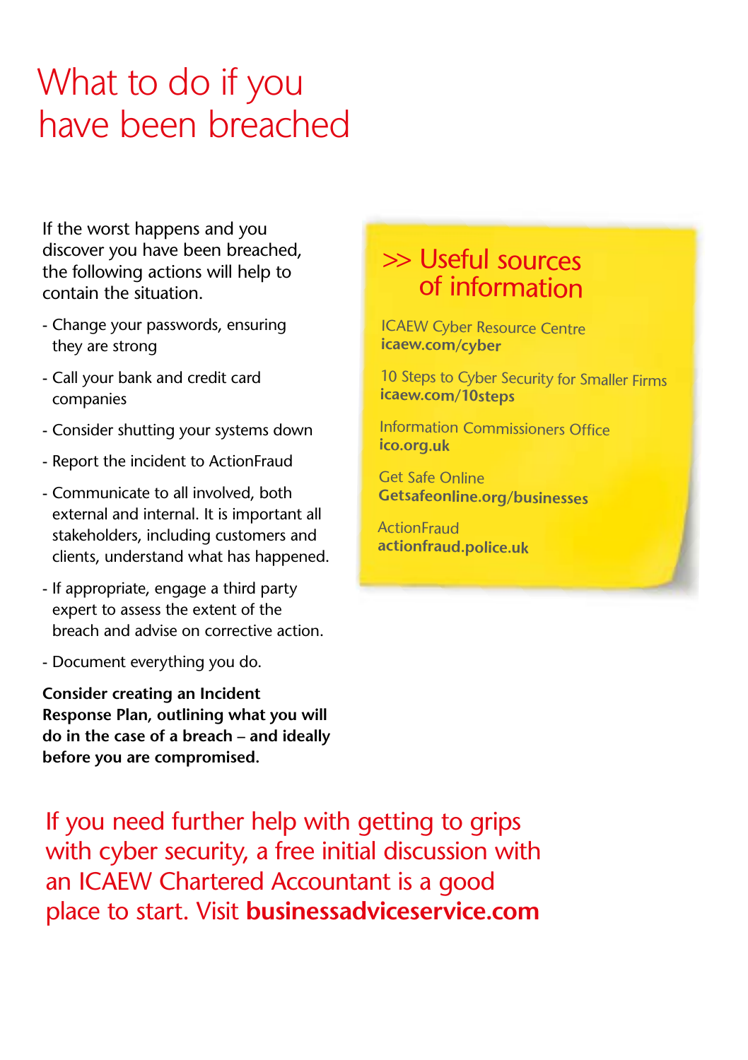# What to do if you have been breached

If the worst happens and you discover you have been breached, the following actions will help to contain the situation.

- Change your passwords, ensuring they are strong
- Call your bank and credit card companies
- Consider shutting your systems down
- Report the incident to ActionFraud
- Communicate to all involved, both external and internal. It is important all stakeholders, including customers and clients, understand what has happened.
- If appropriate, engage a third party expert to assess the extent of the breach and advise on corrective action.
- Document everything you do.

**Consider creating an Incident Response Plan, outlining what you will do in the case of a breach – and ideally before you are compromised.**

## >> Useful sources of information

ICAEW Cyber Resource Centre
**icaew.com/cyber**

10 Steps to Cyber Security for Smaller Firms
**icaew.com/10steps**

Information Commissioners Office
**ico.org.uk**

Get Safe Online
**Getsafeonline.org/businesses**

ActionFraud
**actionfraud.police.uk**

If you need further help with getting to grips with cyber security, a free initial discussion with an ICAEW Chartered Accountant is a good place to start. Visit **businessadviceservice.com**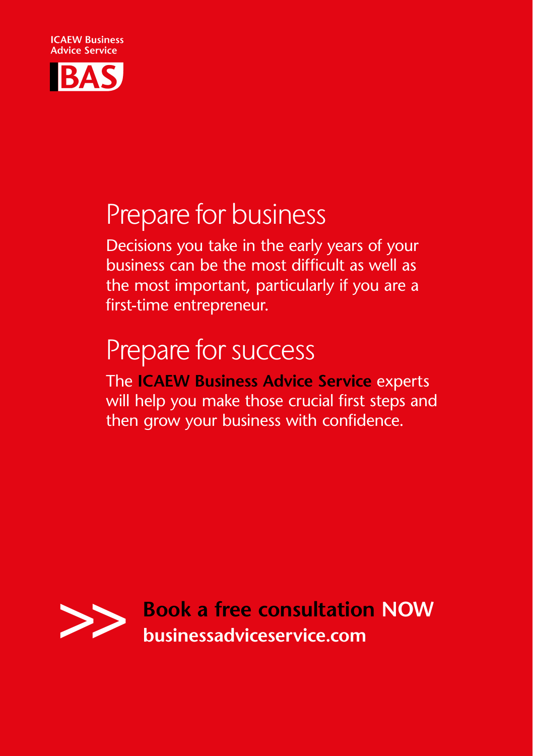ICAEW Business Advice Service

BAS

# Prepare for business

Decisions you take in the early years of your business can be the most difficult as well as the most important, particularly if you are a first-time entrepreneur.

# Prepare for success

The **ICAEW Business Advice Service** experts will help you make those crucial first steps and then grow your business with confidence.

>> **Book a free consultation NOW**
**businessadviceservice.com**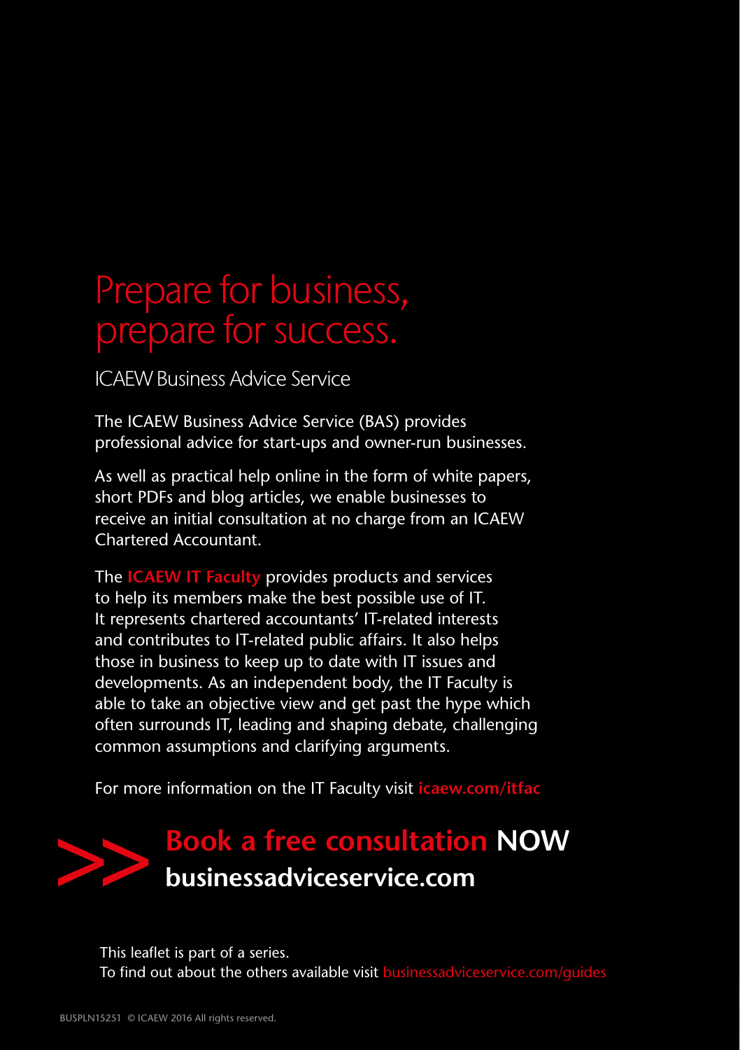# Prepare for business, prepare for success.

## ICAEW Business Advice Service

The ICAEW Business Advice Service (BAS) provides professional advice for start-ups and owner-run businesses.

As well as practical help online in the form of white papers, short PDFs and blog articles, we enable businesses to receive an initial consultation at no charge from an ICAEW Chartered Accountant.

The **ICAEW IT Faculty** provides products and services to help its members make the best possible use of IT. It represents chartered accountants' IT-related interests and contributes to IT-related public affairs. It also helps those in business to keep up to date with IT issues and developments. As an independent body, the IT Faculty is able to take an objective view and get past the hype which often surrounds IT, leading and shaping debate, challenging common assumptions and clarifying arguments.

For more information on the IT Faculty visit **icaew.com/itfac**

**>> Book a free consultation NOW**
**businessadviceservice.com**

This leaflet is part of a series.
To find out about the others available visit businessadviceservice.com/guides

BUSPLN15251 © ICAEW 2016 All rights reserved.